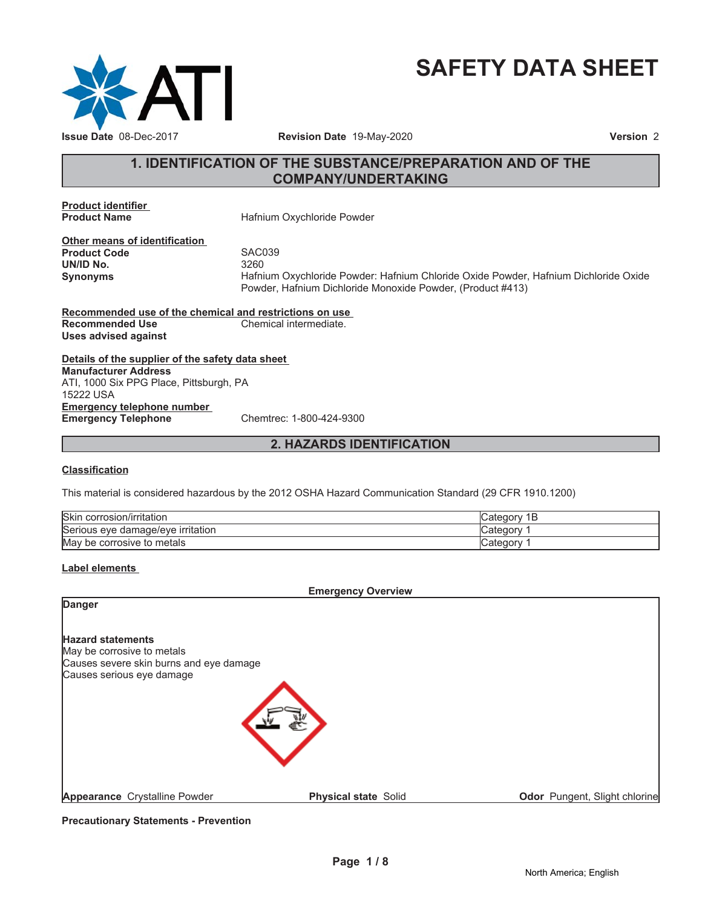# SAFETY DATA SHEET

**Issue Date** 08-Dec-2017 **Revision Date** 19-May-2020 **Version** 2

## 1. IDENTIFICATION OF THE SUBSTANCE/PREPARATION AND OF THE COMPANY/UNDERTAKING

**Product identifier**

**Product Name** Hafnium Oxychloride Powder

**Other means of identification**

**Product Code** SAC039

**UN/ID No.** 3260

**Synonyms** Hafnium Oxychloride Powder: Hafnium Chloride Oxide Powder, Hafnium Dichloride Oxide Powder, Hafnium Dichloride Monoxide Powder, (Product #413)

**Recommended use of the chemical and restrictions on use**

**Recommended Use** Chemical intermediate.

**Uses advised against**

**Details of the supplier of the safety data sheet**

**Manufacturer Address**
ATI, 1000 Six PPG Place, Pittsburgh, PA
15222 USA

**Emergency telephone number**

**Emergency Telephone** Chemtrec: 1-800-424-9300

## 2. HAZARDS IDENTIFICATION

**Classification**

This material is considered hazardous by the 2012 OSHA Hazard Communication Standard (29 CFR 1910.1200)

| | |
|---|---|
| Skin corrosion/irritation | Category 1B |
| Serious eye damage/eye irritation | Category 1 |
| May be corrosive to metals | Category 1 |

**Label elements**

**Emergency Overview**

**Danger**

**Hazard statements**
May be corrosive to metals
Causes severe skin burns and eye damage
Causes serious eye damage

**Appearance** Crystalline Powder **Physical state** Solid **Odor** Pungent, Slight chlorine

**Precautionary Statements - Prevention**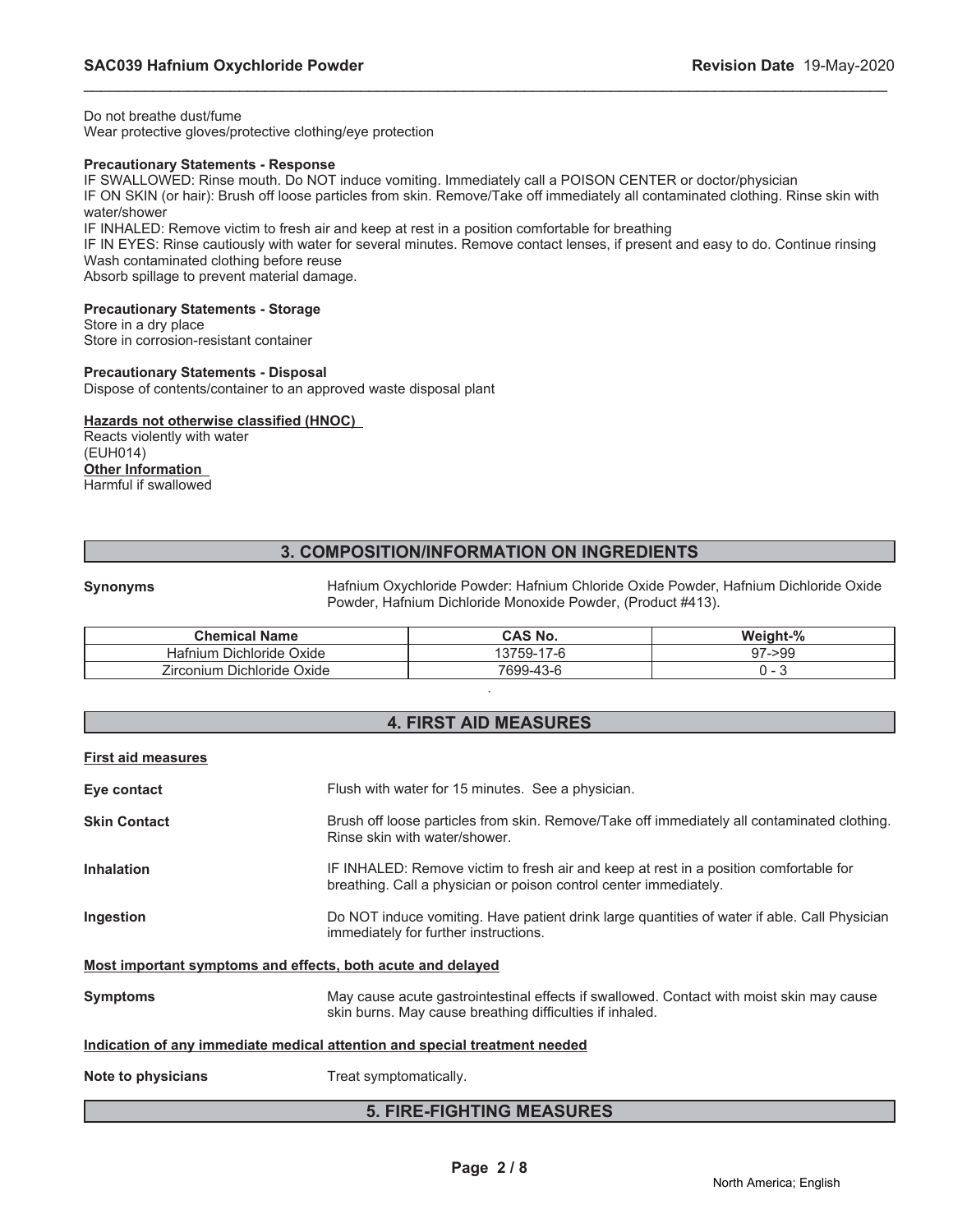Do not breathe dust/fume
Wear protective gloves/protective clothing/eye protection

**Precautionary Statements - Response**
IF SWALLOWED: Rinse mouth. Do NOT induce vomiting. Immediately call a POISON CENTER or doctor/physician
IF ON SKIN (or hair): Brush off loose particles from skin. Remove/Take off immediately all contaminated clothing. Rinse skin with water/shower
IF INHALED: Remove victim to fresh air and keep at rest in a position comfortable for breathing
IF IN EYES: Rinse cautiously with water for several minutes. Remove contact lenses, if present and easy to do. Continue rinsing
Wash contaminated clothing before reuse
Absorb spillage to prevent material damage.

**Precautionary Statements - Storage**
Store in a dry place
Store in corrosion-resistant container

**Precautionary Statements - Disposal**
Dispose of contents/container to an approved waste disposal plant

**Hazards not otherwise classified (HNOC)**
Reacts violently with water
(EUH014)
**Other Information**
Harmful if swallowed

## 3. COMPOSITION/INFORMATION ON INGREDIENTS

**Synonyms** Hafnium Oxychloride Powder: Hafnium Chloride Oxide Powder, Hafnium Dichloride Oxide Powder, Hafnium Dichloride Monoxide Powder, (Product #413).

| Chemical Name | CAS No. | Weight-% |
|---|---|---|
| Hafnium Dichloride Oxide | 13759-17-6 | 97->99 |
| Zirconium Dichloride Oxide | 7699-43-6 | 0 - 3 |

## 4. FIRST AID MEASURES

**First aid measures**

**Eye contact** Flush with water for 15 minutes. See a physician.

**Skin Contact** Brush off loose particles from skin. Remove/Take off immediately all contaminated clothing. Rinse skin with water/shower.

**Inhalation** IF INHALED: Remove victim to fresh air and keep at rest in a position comfortable for breathing. Call a physician or poison control center immediately.

**Ingestion** Do NOT induce vomiting. Have patient drink large quantities of water if able. Call Physician immediately for further instructions.

**Most important symptoms and effects, both acute and delayed**

**Symptoms** May cause acute gastrointestinal effects if swallowed. Contact with moist skin may cause skin burns. May cause breathing difficulties if inhaled.

**Indication of any immediate medical attention and special treatment needed**

**Note to physicians** Treat symptomatically.

## 5. FIRE-FIGHTING MEASURES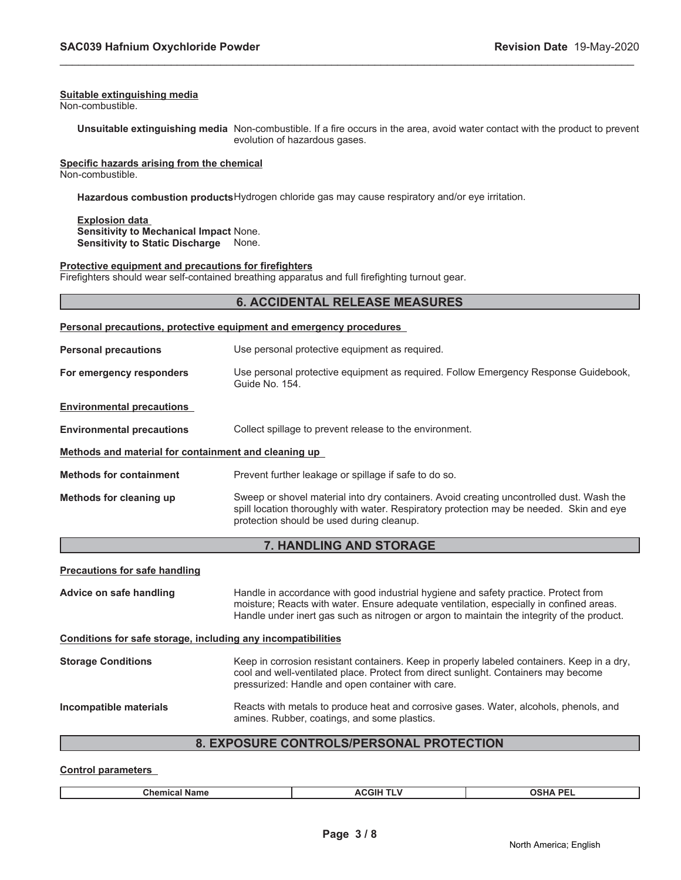**Suitable extinguishing media**
Non-combustible.

**Unsuitable extinguishing media** Non-combustible. If a fire occurs in the area, avoid water contact with the product to prevent evolution of hazardous gases.

**Specific hazards arising from the chemical**
Non-combustible.

**Hazardous combustion products** Hydrogen chloride gas may cause respiratory and/or eye irritation.

**Explosion data**
**Sensitivity to Mechanical Impact** None.
**Sensitivity to Static Discharge** None.

**Protective equipment and precautions for firefighters**
Firefighters should wear self-contained breathing apparatus and full firefighting turnout gear.

## 6. ACCIDENTAL RELEASE MEASURES

**Personal precautions, protective equipment and emergency procedures**

**Personal precautions** Use personal protective equipment as required.

**For emergency responders** Use personal protective equipment as required. Follow Emergency Response Guidebook, Guide No. 154.

**Environmental precautions**

**Environmental precautions** Collect spillage to prevent release to the environment.

**Methods and material for containment and cleaning up**

**Methods for containment** Prevent further leakage or spillage if safe to do so.

**Methods for cleaning up** Sweep or shovel material into dry containers. Avoid creating uncontrolled dust. Wash the spill location thoroughly with water. Respiratory protection may be needed. Skin and eye protection should be used during cleanup.

## 7. HANDLING AND STORAGE

**Precautions for safe handling**

**Advice on safe handling** Handle in accordance with good industrial hygiene and safety practice. Protect from moisture; Reacts with water. Ensure adequate ventilation, especially in confined areas. Handle under inert gas such as nitrogen or argon to maintain the integrity of the product.

**Conditions for safe storage, including any incompatibilities**

**Storage Conditions** Keep in corrosion resistant containers. Keep in properly labeled containers. Keep in a dry, cool and well-ventilated place. Protect from direct sunlight. Containers may become pressurized: Handle and open container with care.

**Incompatible materials** Reacts with metals to produce heat and corrosive gases. Water, alcohols, phenols, and amines. Rubber, coatings, and some plastics.

## 8. EXPOSURE CONTROLS/PERSONAL PROTECTION

**Control parameters**

| Chemical Name | ACGIH TLV | OSHA PEL |
|---|---|---|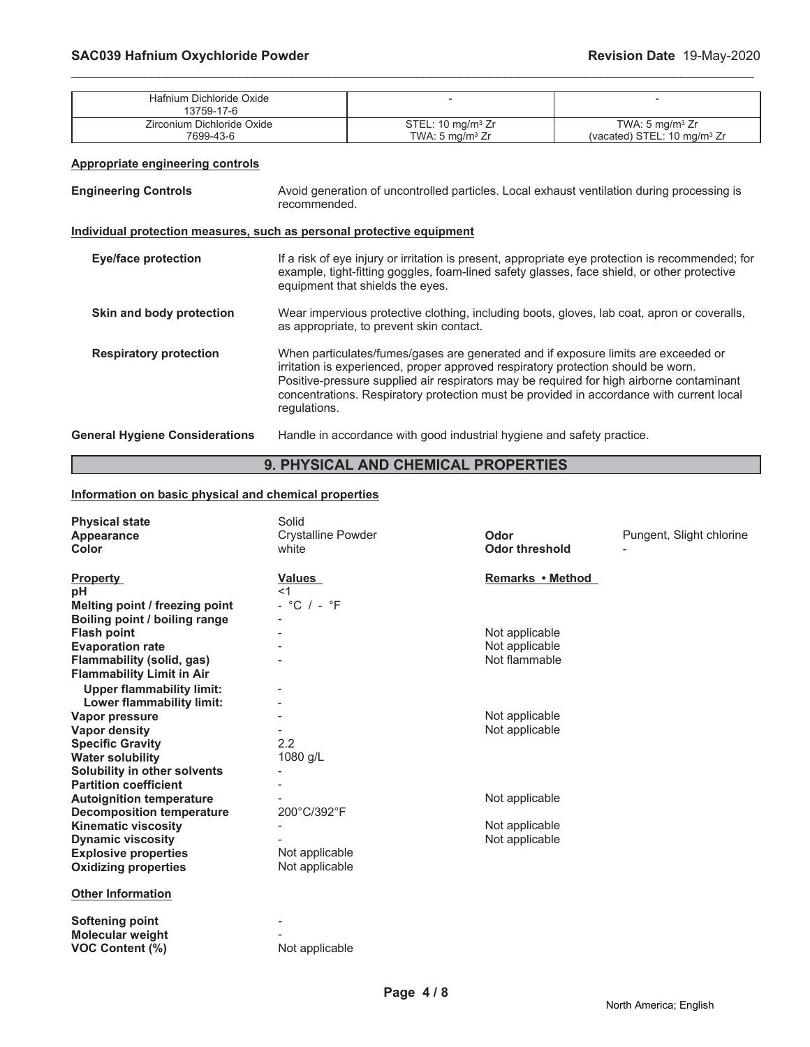| | | |
|---|---|---|
| Hafnium Dichloride Oxide 13759-17-6 | - | - |
| Zirconium Dichloride Oxide 7699-43-6 | STEL: 10 mg/m³ Zr TWA: 5 mg/m³ Zr | TWA: 5 mg/m³ Zr (vacated) STEL: 10 mg/m³ Zr |

**Appropriate engineering controls**

**Engineering Controls** Avoid generation of uncontrolled particles. Local exhaust ventilation during processing is recommended.

**Individual protection measures, such as personal protective equipment**

**Eye/face protection** If a risk of eye injury or irritation is present, appropriate eye protection is recommended; for example, tight-fitting goggles, foam-lined safety glasses, face shield, or other protective equipment that shields the eyes.

**Skin and body protection** Wear impervious protective clothing, including boots, gloves, lab coat, apron or coveralls, as appropriate, to prevent skin contact.

**Respiratory protection** When particulates/fumes/gases are generated and if exposure limits are exceeded or irritation is experienced, proper approved respiratory protection should be worn. Positive-pressure supplied air respirators may be required for high airborne contaminant concentrations. Respiratory protection must be provided in accordance with current local regulations.

**General Hygiene Considerations** Handle in accordance with good industrial hygiene and safety practice.

## 9. PHYSICAL AND CHEMICAL PROPERTIES

**Information on basic physical and chemical properties**

| | | | |
|---|---|---|---|
| **Physical state** | Solid | | |
| **Appearance** | Crystalline Powder | **Odor** | Pungent, Slight chlorine |
| **Color** | white | **Odor threshold** | - |

| **Property** | **Values** | **Remarks • Method** |
|---|---|---|
| **pH** | <1 | |
| **Melting point / freezing point** | - °C / - °F | |
| **Boiling point / boiling range** | - | |
| **Flash point** | - | Not applicable |
| **Evaporation rate** | - | Not applicable |
| **Flammability (solid, gas)** | - | Not flammable |
| **Flammability Limit in Air** | | |
| **Upper flammability limit:** | - | |
| **Lower flammability limit:** | - | |
| **Vapor pressure** | - | Not applicable |
| **Vapor density** | - | Not applicable |
| **Specific Gravity** | 2.2 | |
| **Water solubility** | 1080 g/L | |
| **Solubility in other solvents** | - | |
| **Partition coefficient** | - | |
| **Autoignition temperature** | - | Not applicable |
| **Decomposition temperature** | 200°C/392°F | |
| **Kinematic viscosity** | - | Not applicable |
| **Dynamic viscosity** | - | Not applicable |
| **Explosive properties** | Not applicable | |
| **Oxidizing properties** | Not applicable | |

**Other Information**

| | |
|---|---|
| **Softening point** | - |
| **Molecular weight** | - |
| **VOC Content (%)** | Not applicable |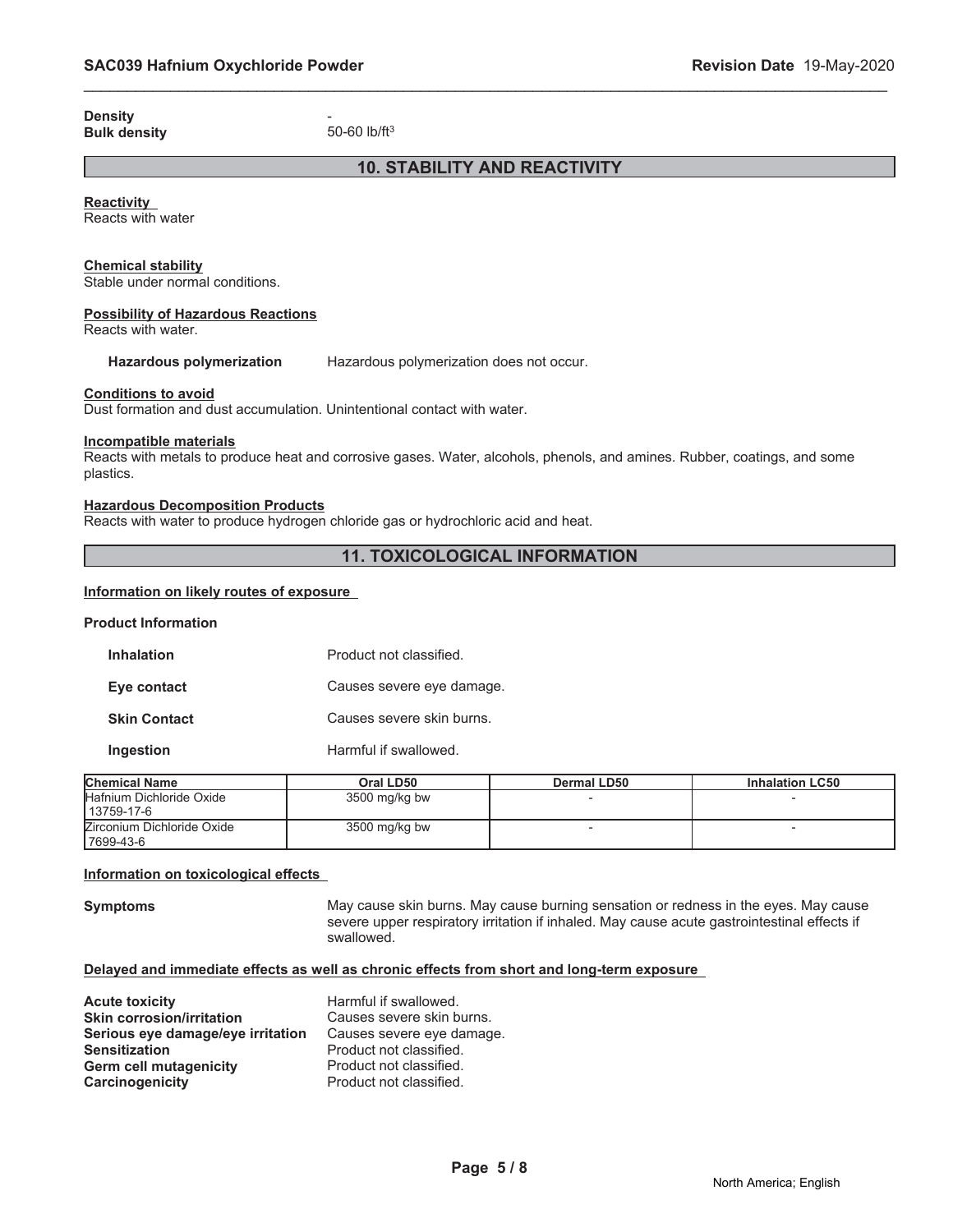**Density** -
**Bulk density** 50-60 lb/ft$^3$

## 10. STABILITY AND REACTIVITY

**Reactivity**
Reacts with water

**Chemical stability**
Stable under normal conditions.

**Possibility of Hazardous Reactions**
Reacts with water.

**Hazardous polymerization** Hazardous polymerization does not occur.

**Conditions to avoid**
Dust formation and dust accumulation. Unintentional contact with water.

**Incompatible materials**
Reacts with metals to produce heat and corrosive gases. Water, alcohols, phenols, and amines. Rubber, coatings, and some plastics.

**Hazardous Decomposition Products**
Reacts with water to produce hydrogen chloride gas or hydrochloric acid and heat.

## 11. TOXICOLOGICAL INFORMATION

**Information on likely routes of exposure**

**Product Information**

**Inhalation** Product not classified.

**Eye contact** Causes severe eye damage.

**Skin Contact** Causes severe skin burns.

**Ingestion** Harmful if swallowed.

| Chemical Name | Oral LD50 | Dermal LD50 | Inhalation LC50 |
|---|---|---|---|
| Hafnium Dichloride Oxide 13759-17-6 | 3500 mg/kg bw | - | - |
| Zirconium Dichloride Oxide 7699-43-6 | 3500 mg/kg bw | - | - |

**Information on toxicological effects**

**Symptoms** May cause skin burns. May cause burning sensation or redness in the eyes. May cause severe upper respiratory irritation if inhaled. May cause acute gastrointestinal effects if swallowed.

**Delayed and immediate effects as well as chronic effects from short and long-term exposure**

**Acute toxicity** Harmful if swallowed.
**Skin corrosion/irritation** Causes severe skin burns.
**Serious eye damage/eye irritation** Causes severe eye damage.
**Sensitization** Product not classified.
**Germ cell mutagenicity** Product not classified.
**Carcinogenicity** Product not classified.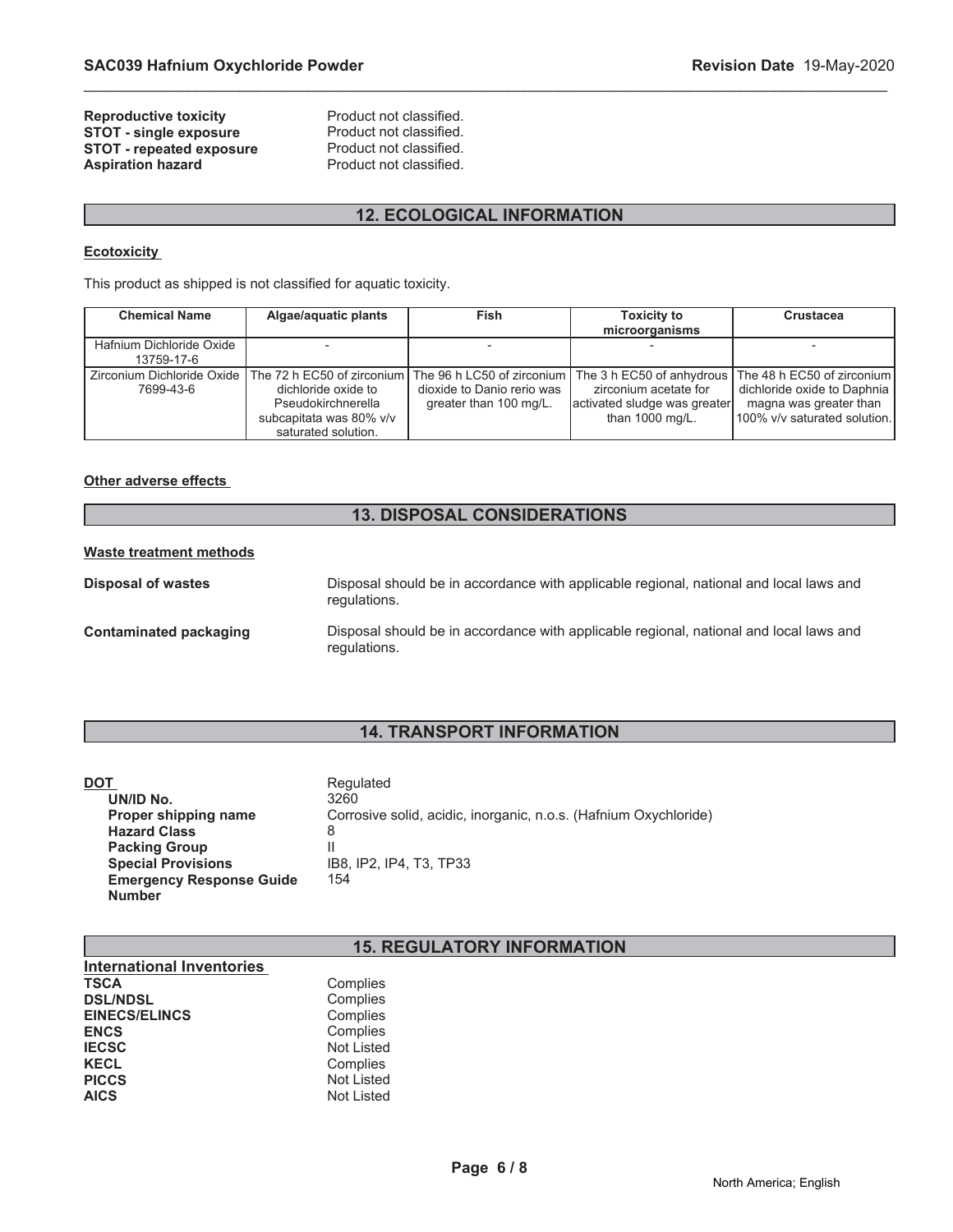**Reproductive toxicity** Product not classified.
**STOT - single exposure** Product not classified.
**STOT - repeated exposure** Product not classified.
**Aspiration hazard** Product not classified.

## 12. ECOLOGICAL INFORMATION

**Ecotoxicity**

This product as shipped is not classified for aquatic toxicity.

| Chemical Name | Algae/aquatic plants | Fish | Toxicity to microorganisms | Crustacea |
|---|---|---|---|---|
| Hafnium Dichloride Oxide 13759-17-6 | - | - | - | - |
| Zirconium Dichloride Oxide 7699-43-6 | The 72 h EC50 of zirconium dichloride oxide to Pseudokirchnerella subcapitata was 80% v/v saturated solution. | The 96 h LC50 of zirconium dioxide to Danio rerio was greater than 100 mg/L. | The 3 h EC50 of anhydrous zirconium acetate for activated sludge was greater than 1000 mg/L. | The 48 h EC50 of zirconium dichloride oxide to Daphnia magna was greater than 100% v/v saturated solution. |

**Other adverse effects**

## 13. DISPOSAL CONSIDERATIONS

**Waste treatment methods**

**Disposal of wastes** Disposal should be in accordance with applicable regional, national and local laws and regulations.

**Contaminated packaging** Disposal should be in accordance with applicable regional, national and local laws and regulations.

## 14. TRANSPORT INFORMATION

**DOT** Regulated
**UN/ID No.** 3260
**Proper shipping name** Corrosive solid, acidic, inorganic, n.o.s. (Hafnium Oxychloride)
**Hazard Class** 8
**Packing Group** II
**Special Provisions** IB8, IP2, IP4, T3, TP33
**Emergency Response Guide Number** 154

## 15. REGULATORY INFORMATION

**International Inventories**

**TSCA** Complies
**DSL/NDSL** Complies
**EINECS/ELINCS** Complies
**ENCS** Complies
**IECSC** Not Listed
**KECL** Complies
**PICCS** Not Listed
**AICS** Not Listed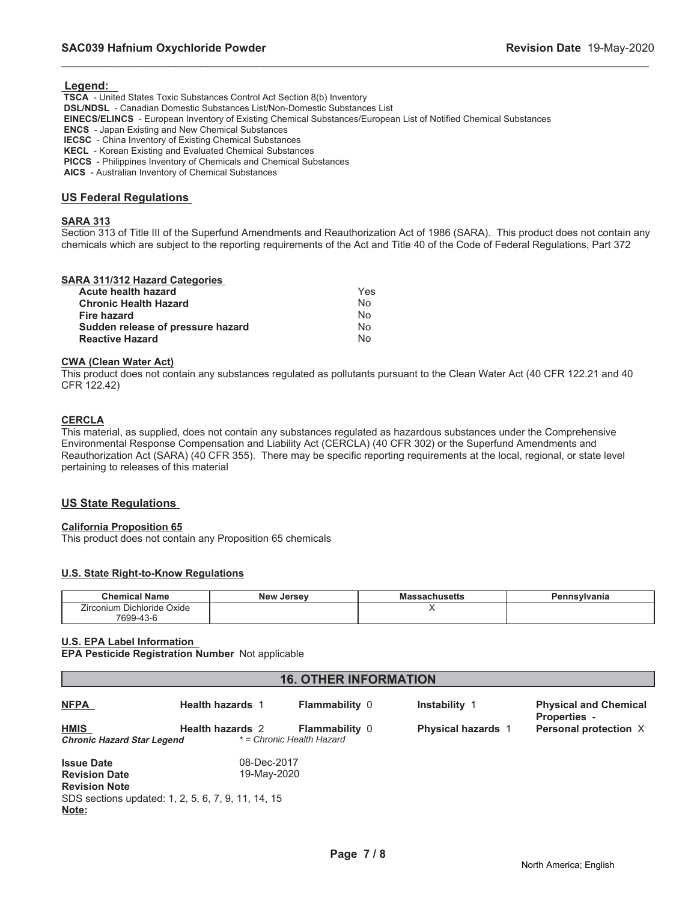**Legend:**

**TSCA** - United States Toxic Substances Control Act Section 8(b) Inventory
**DSL/NDSL** - Canadian Domestic Substances List/Non-Domestic Substances List
**EINECS/ELINCS** - European Inventory of Existing Chemical Substances/European List of Notified Chemical Substances
**ENCS** - Japan Existing and New Chemical Substances
**IECSC** - China Inventory of Existing Chemical Substances
**KECL** - Korean Existing and Evaluated Chemical Substances
**PICCS** - Philippines Inventory of Chemicals and Chemical Substances
**AICS** - Australian Inventory of Chemical Substances

## US Federal Regulations

### SARA 313

Section 313 of Title III of the Superfund Amendments and Reauthorization Act of 1986 (SARA). This product does not contain any chemicals which are subject to the reporting requirements of the Act and Title 40 of the Code of Federal Regulations, Part 372

### SARA 311/312 Hazard Categories

| | |
|---|---|
| **Acute health hazard** | Yes |
| **Chronic Health Hazard** | No |
| **Fire hazard** | No |
| **Sudden release of pressure hazard** | No |
| **Reactive Hazard** | No |

### CWA (Clean Water Act)

This product does not contain any substances regulated as pollutants pursuant to the Clean Water Act (40 CFR 122.21 and 40 CFR 122.42)

### CERCLA

This material, as supplied, does not contain any substances regulated as hazardous substances under the Comprehensive Environmental Response Compensation and Liability Act (CERCLA) (40 CFR 302) or the Superfund Amendments and Reauthorization Act (SARA) (40 CFR 355). There may be specific reporting requirements at the local, regional, or state level pertaining to releases of this material

## US State Regulations

### California Proposition 65

This product does not contain any Proposition 65 chemicals

### U.S. State Right-to-Know Regulations

| Chemical Name | New Jersey | Massachusetts | Pennsylvania |
|---|---|---|---|
| Zirconium Dichloride Oxide 7699-43-6 | | X | |

### U.S. EPA Label Information

**EPA Pesticide Registration Number** Not applicable

## 16. OTHER INFORMATION

| | | | | |
|---|---|---|---|---|
| **NFPA** | **Health hazards** 1 | **Flammability** 0 | **Instability** 1 | **Physical and Chemical Properties** - |
| **HMIS** | **Health hazards** 2 | **Flammability** 0 | **Physical hazards** 1 | **Personal protection** X |
| ***Chronic Hazard Star Legend*** | *\* = Chronic Health Hazard* | | | |

**Issue Date** 08-Dec-2017
**Revision Date** 19-May-2020
**Revision Note**
SDS sections updated: 1, 2, 5, 6, 7, 9, 11, 14, 15
**Note:**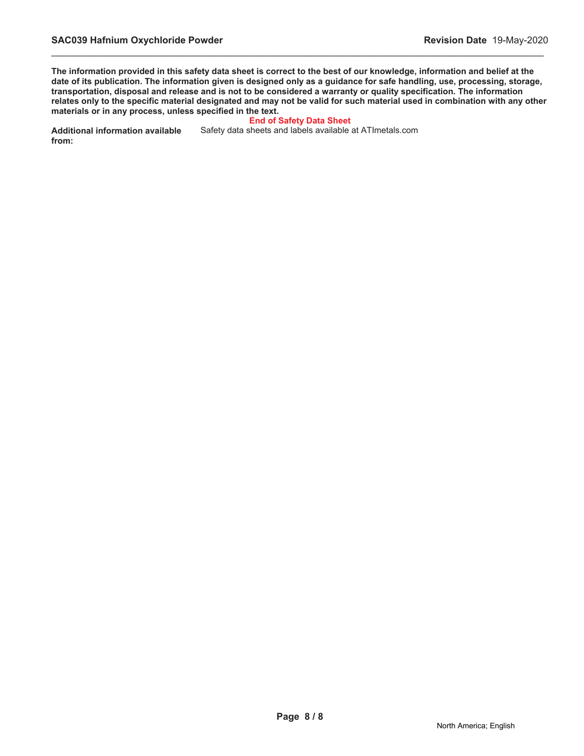**The information provided in this safety data sheet is correct to the best of our knowledge, information and belief at the date of its publication. The information given is designed only as a guidance for safe handling, use, processing, storage, transportation, disposal and release and is not to be considered a warranty or quality specification. The information relates only to the specific material designated and may not be valid for such material used in combination with any other materials or in any process, unless specified in the text.**

**End of Safety Data Sheet**

**Additional information available from:** Safety data sheets and labels available at ATImetals.com